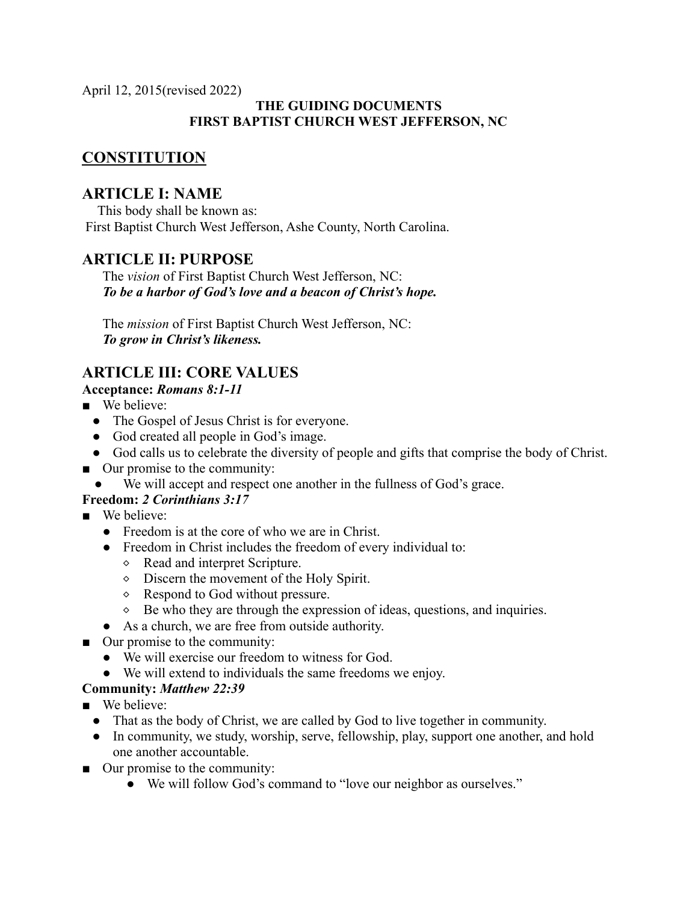April 12, 2015(revised 2022)

**THE GUIDING DOCUMENTS**
**FIRST BAPTIST CHURCH WEST JEFFERSON, NC**

# CONSTITUTION

## ARTICLE I: NAME

This body shall be known as:
First Baptist Church West Jefferson, Ashe County, North Carolina.

## ARTICLE II: PURPOSE

The *vision* of First Baptist Church West Jefferson, NC:
***To be a harbor of God's love and a beacon of Christ's hope.***

The *mission* of First Baptist Church West Jefferson, NC:
***To grow in Christ's likeness.***

## ARTICLE III: CORE VALUES

**Acceptance:** ***Romans 8:1-11***

- We believe:
  - The Gospel of Jesus Christ is for everyone.
  - God created all people in God's image.
  - God calls us to celebrate the diversity of people and gifts that comprise the body of Christ.
- Our promise to the community:
  - We will accept and respect one another in the fullness of God's grace.

**Freedom:** ***2 Corinthians 3:17***

- We believe:
  - Freedom is at the core of who we are in Christ.
  - Freedom in Christ includes the freedom of every individual to:
    - Read and interpret Scripture.
    - Discern the movement of the Holy Spirit.
    - Respond to God without pressure.
    - Be who they are through the expression of ideas, questions, and inquiries.
  - As a church, we are free from outside authority.
- Our promise to the community:
  - We will exercise our freedom to witness for God.
  - We will extend to individuals the same freedoms we enjoy.

**Community:** ***Matthew 22:39***

- We believe:
  - That as the body of Christ, we are called by God to live together in community.
  - In community, we study, worship, serve, fellowship, play, support one another, and hold one another accountable.
- Our promise to the community:
  - We will follow God's command to "love our neighbor as ourselves."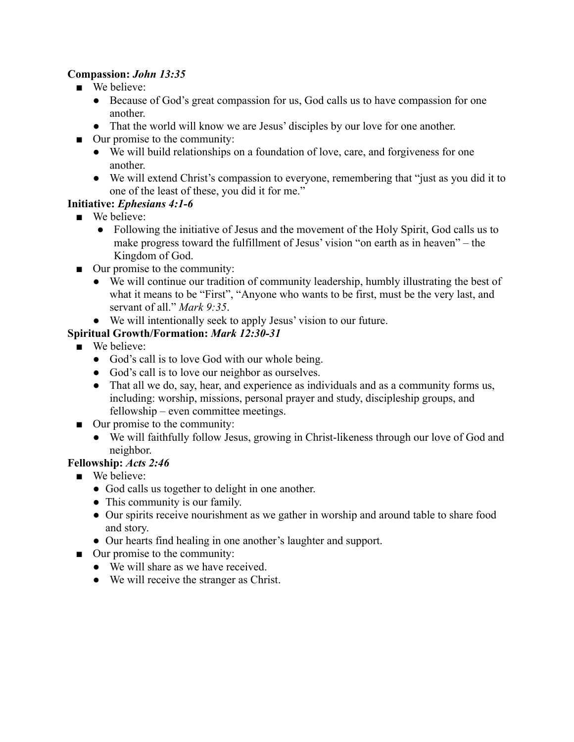**Compassion:** ***John 13:35***

- We believe:
  - Because of God's great compassion for us, God calls us to have compassion for one another.
  - That the world will know we are Jesus' disciples by our love for one another.
- Our promise to the community:
  - We will build relationships on a foundation of love, care, and forgiveness for one another.
  - We will extend Christ's compassion to everyone, remembering that "just as you did it to one of the least of these, you did it for me."

**Initiative:** ***Ephesians 4:1-6***

- We believe:
  - Following the initiative of Jesus and the movement of the Holy Spirit, God calls us to make progress toward the fulfillment of Jesus' vision "on earth as in heaven" – the Kingdom of God.
- Our promise to the community:
  - We will continue our tradition of community leadership, humbly illustrating the best of what it means to be "First", "Anyone who wants to be first, must be the very last, and servant of all." *Mark 9:35*.
  - We will intentionally seek to apply Jesus' vision to our future.

**Spiritual Growth/Formation:** ***Mark 12:30-31***

- We believe:
  - God's call is to love God with our whole being.
  - God's call is to love our neighbor as ourselves.
  - That all we do, say, hear, and experience as individuals and as a community forms us, including: worship, missions, personal prayer and study, discipleship groups, and fellowship – even committee meetings.
- Our promise to the community:
  - We will faithfully follow Jesus, growing in Christ-likeness through our love of God and neighbor.

**Fellowship:** ***Acts 2:46***

- We believe:
  - God calls us together to delight in one another.
  - This community is our family.
  - Our spirits receive nourishment as we gather in worship and around table to share food and story.
  - Our hearts find healing in one another's laughter and support.
- Our promise to the community:
  - We will share as we have received.
  - We will receive the stranger as Christ.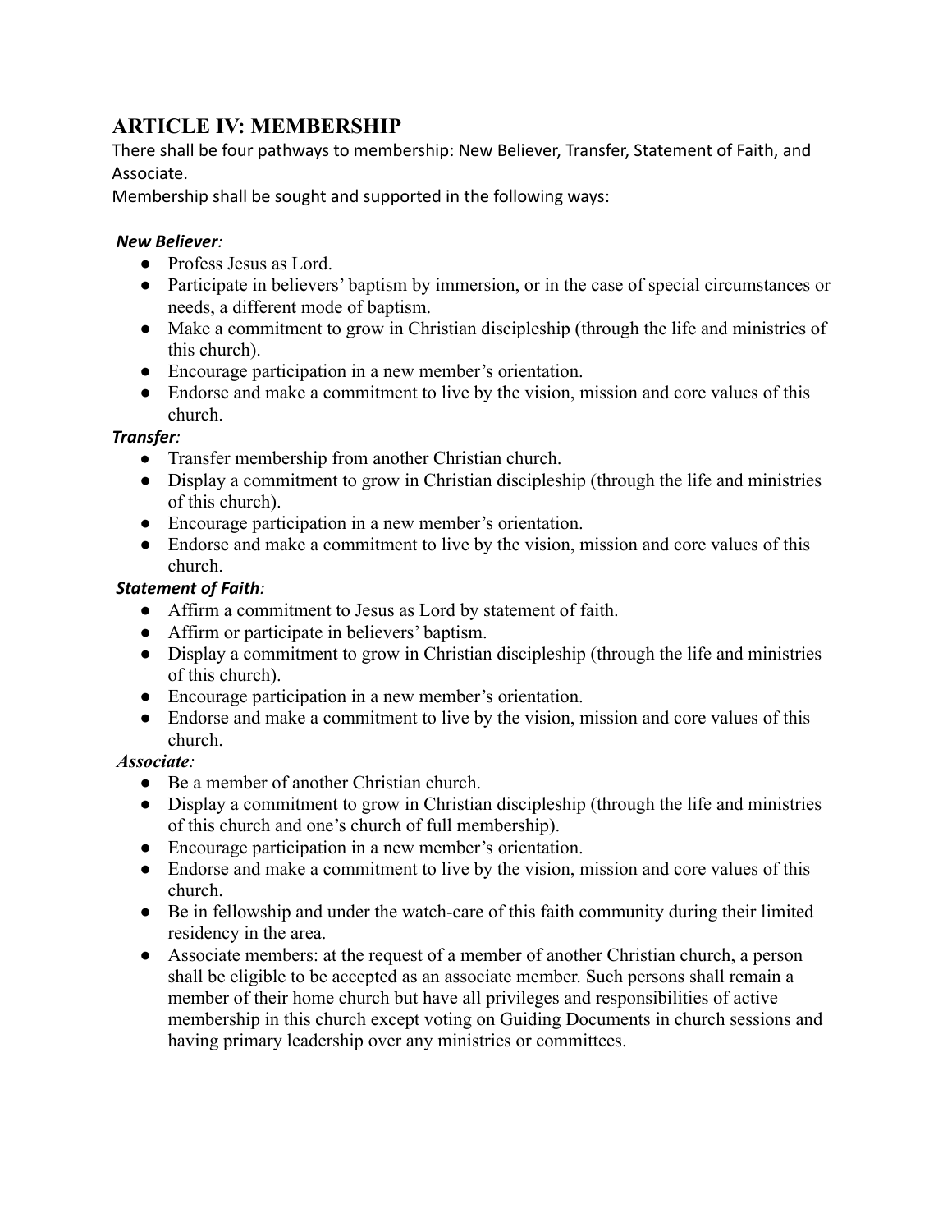## ARTICLE IV: MEMBERSHIP

There shall be four pathways to membership: New Believer, Transfer, Statement of Faith, and Associate.

Membership shall be sought and supported in the following ways:

***New Believer:***

- Profess Jesus as Lord.
- Participate in believers' baptism by immersion, or in the case of special circumstances or needs, a different mode of baptism.
- Make a commitment to grow in Christian discipleship (through the life and ministries of this church).
- Encourage participation in a new member's orientation.
- Endorse and make a commitment to live by the vision, mission and core values of this church.

***Transfer:***

- Transfer membership from another Christian church.
- Display a commitment to grow in Christian discipleship (through the life and ministries of this church).
- Encourage participation in a new member's orientation.
- Endorse and make a commitment to live by the vision, mission and core values of this church.

***Statement of Faith:***

- Affirm a commitment to Jesus as Lord by statement of faith.
- Affirm or participate in believers' baptism.
- Display a commitment to grow in Christian discipleship (through the life and ministries of this church).
- Encourage participation in a new member's orientation.
- Endorse and make a commitment to live by the vision, mission and core values of this church.

***Associate:***

- Be a member of another Christian church.
- Display a commitment to grow in Christian discipleship (through the life and ministries of this church and one's church of full membership).
- Encourage participation in a new member's orientation.
- Endorse and make a commitment to live by the vision, mission and core values of this church.
- Be in fellowship and under the watch-care of this faith community during their limited residency in the area.
- Associate members: at the request of a member of another Christian church, a person shall be eligible to be accepted as an associate member. Such persons shall remain a member of their home church but have all privileges and responsibilities of active membership in this church except voting on Guiding Documents in church sessions and having primary leadership over any ministries or committees.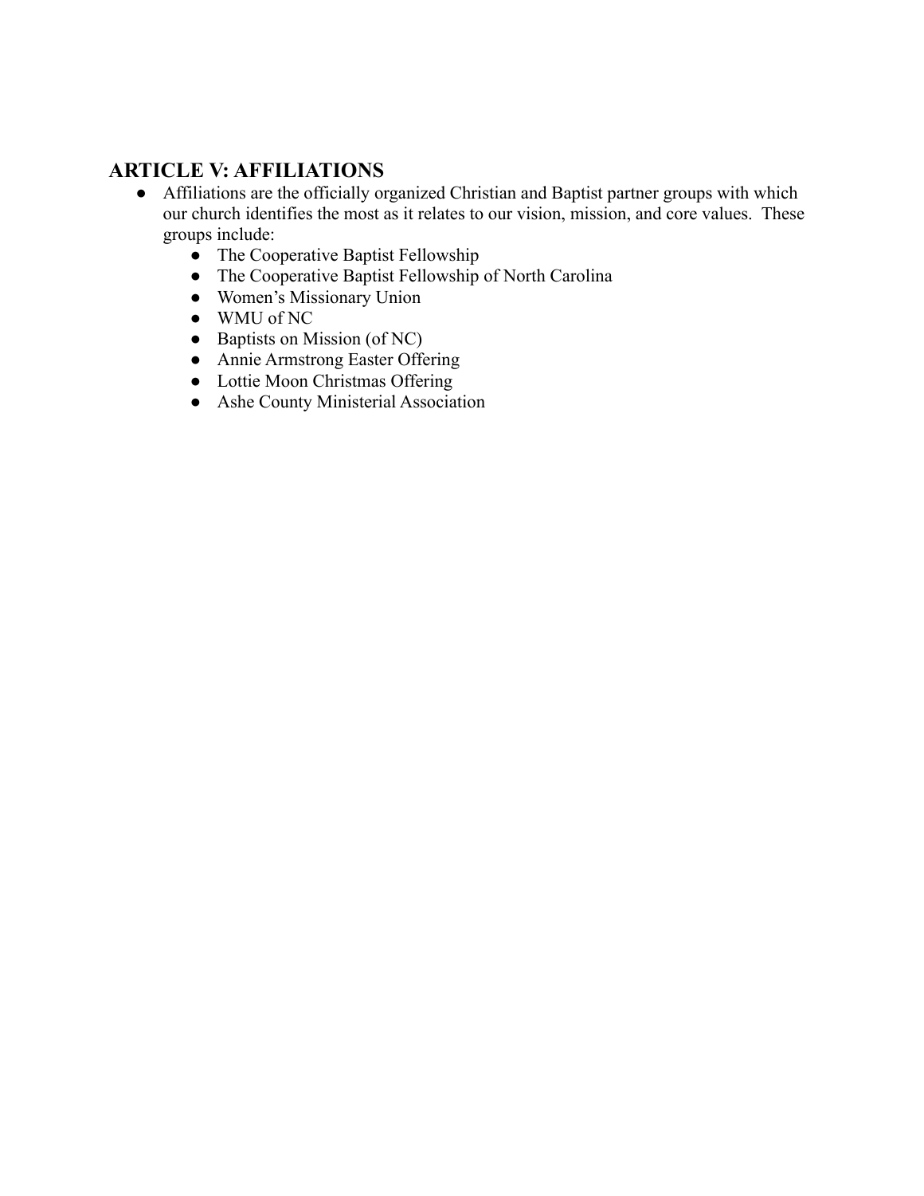## ARTICLE V: AFFILIATIONS

- Affiliations are the officially organized Christian and Baptist partner groups with which our church identifies the most as it relates to our vision, mission, and core values. These groups include:
  - The Cooperative Baptist Fellowship
  - The Cooperative Baptist Fellowship of North Carolina
  - Women's Missionary Union
  - WMU of NC
  - Baptists on Mission (of NC)
  - Annie Armstrong Easter Offering
  - Lottie Moon Christmas Offering
  - Ashe County Ministerial Association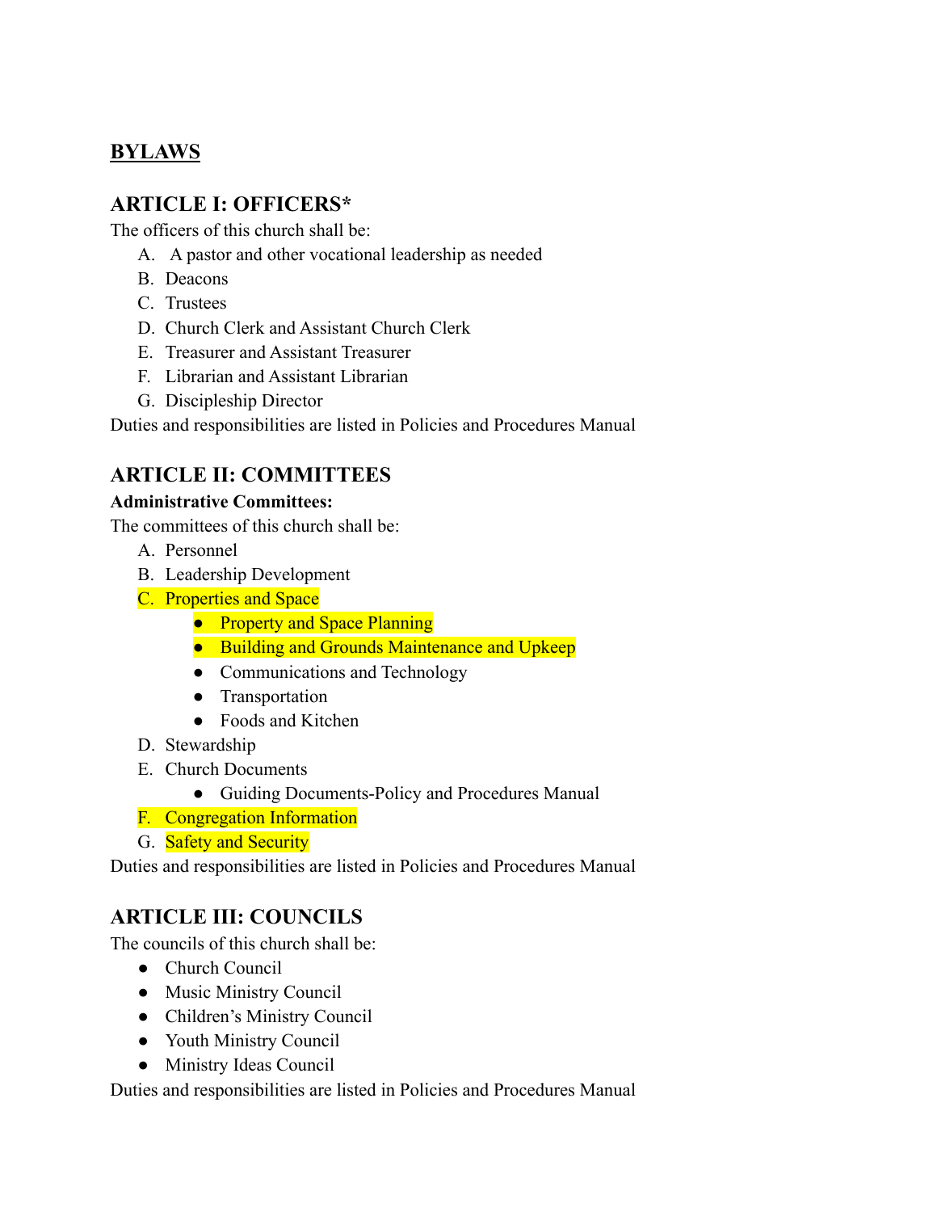## BYLAWS

### ARTICLE I: OFFICERS*

The officers of this church shall be:

A. A pastor and other vocational leadership as needed
B. Deacons
C. Trustees
D. Church Clerk and Assistant Church Clerk
E. Treasurer and Assistant Treasurer
F. Librarian and Assistant Librarian
G. Discipleship Director

Duties and responsibilities are listed in Policies and Procedures Manual

### ARTICLE II: COMMITTEES

**Administrative Committees:**

The committees of this church shall be:

A. Personnel
B. Leadership Development
C. Properties and Space
   - Property and Space Planning
   - Building and Grounds Maintenance and Upkeep
   - Communications and Technology
   - Transportation
   - Foods and Kitchen

D. Stewardship
E. Church Documents
   - Guiding Documents-Policy and Procedures Manual

F. Congregation Information
G. Safety and Security

Duties and responsibilities are listed in Policies and Procedures Manual

### ARTICLE III: COUNCILS

The councils of this church shall be:

- Church Council
- Music Ministry Council
- Children's Ministry Council
- Youth Ministry Council
- Ministry Ideas Council

Duties and responsibilities are listed in Policies and Procedures Manual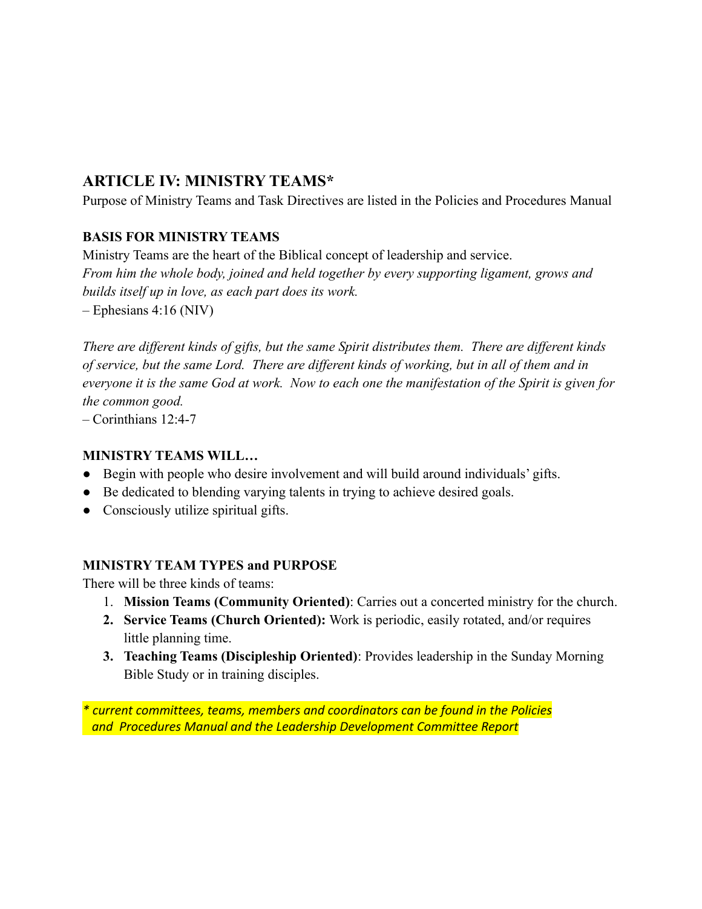## ARTICLE IV: MINISTRY TEAMS*

Purpose of Ministry Teams and Task Directives are listed in the Policies and Procedures Manual

### BASIS FOR MINISTRY TEAMS

Ministry Teams are the heart of the Biblical concept of leadership and service.
*From him the whole body, joined and held together by every supporting ligament, grows and builds itself up in love, as each part does its work.*
– Ephesians 4:16 (NIV)

*There are different kinds of gifts, but the same Spirit distributes them. There are different kinds of service, but the same Lord. There are different kinds of working, but in all of them and in everyone it is the same God at work. Now to each one the manifestation of the Spirit is given for the common good.*
– Corinthians 12:4-7

### MINISTRY TEAMS WILL…

- Begin with people who desire involvement and will build around individuals' gifts.
- Be dedicated to blending varying talents in trying to achieve desired goals.
- Consciously utilize spiritual gifts.

### MINISTRY TEAM TYPES and PURPOSE

There will be three kinds of teams:

1. **Mission Teams (Community Oriented)**: Carries out a concerted ministry for the church.
2. **Service Teams (Church Oriented):** Work is periodic, easily rotated, and/or requires little planning time.
3. **Teaching Teams (Discipleship Oriented)**: Provides leadership in the Sunday Morning Bible Study or in training disciples.

*\* current committees, teams, members and coordinators can be found in the Policies and Procedures Manual and the Leadership Development Committee Report*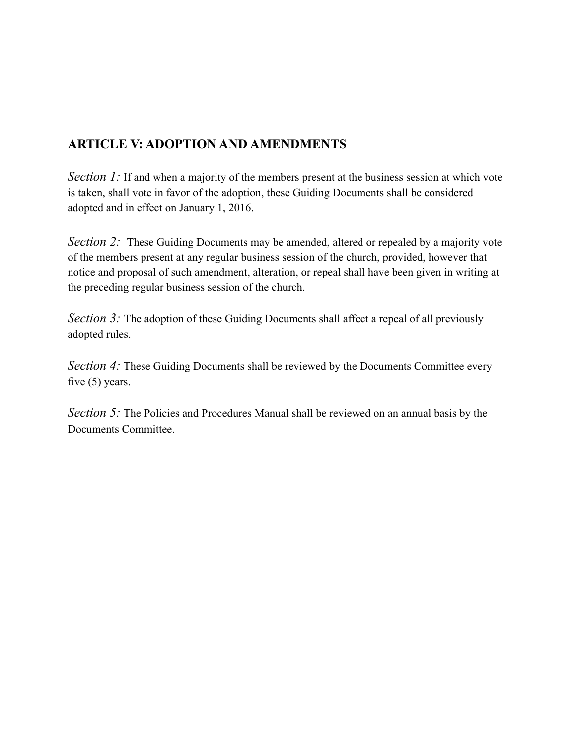## ARTICLE V: ADOPTION AND AMENDMENTS

*Section 1:* If and when a majority of the members present at the business session at which vote is taken, shall vote in favor of the adoption, these Guiding Documents shall be considered adopted and in effect on January 1, 2016.

*Section 2:* These Guiding Documents may be amended, altered or repealed by a majority vote of the members present at any regular business session of the church, provided, however that notice and proposal of such amendment, alteration, or repeal shall have been given in writing at the preceding regular business session of the church.

*Section 3:* The adoption of these Guiding Documents shall affect a repeal of all previously adopted rules.

*Section 4:* These Guiding Documents shall be reviewed by the Documents Committee every five (5) years.

*Section 5:* The Policies and Procedures Manual shall be reviewed on an annual basis by the Documents Committee.